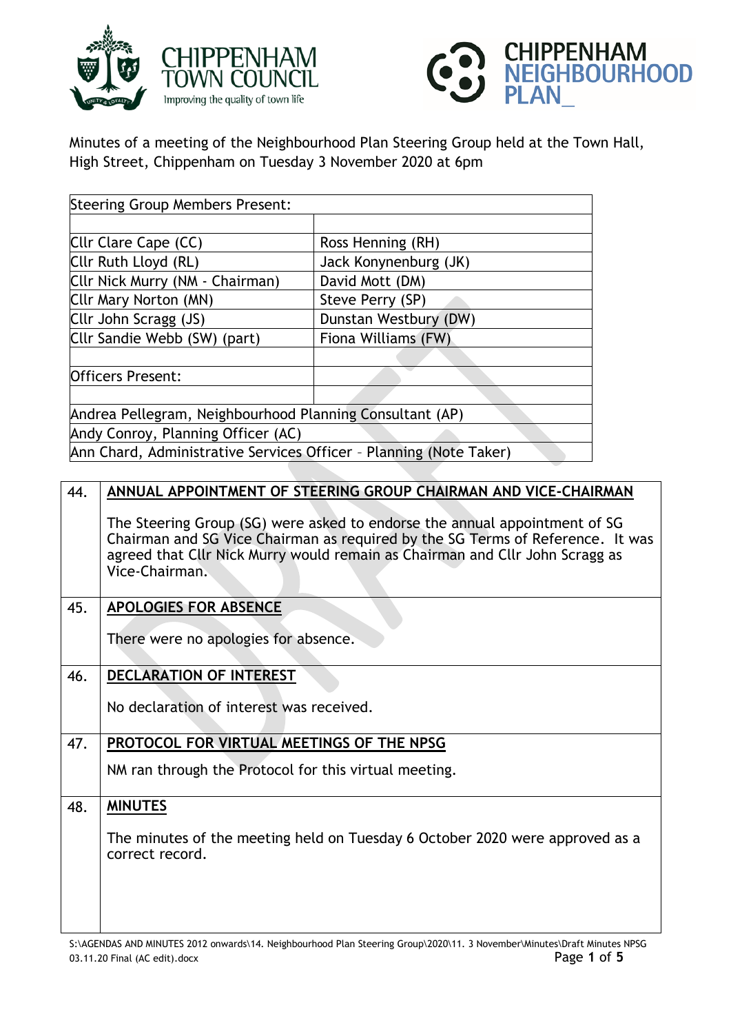CHIPPENHAM TOWN COUNCIL
Improving the quality of town life

CHIPPENHAM NEIGHBOURHOOD PLAN_

Minutes of a meeting of the Neighbourhood Plan Steering Group held at the Town Hall, High Street, Chippenham on Tuesday 3 November 2020 at 6pm

| Steering Group Members Present: | |
|---|---|
| | |
| Cllr Clare Cape (CC) | Ross Henning (RH) |
| Cllr Ruth Lloyd (RL) | Jack Konynenburg (JK) |
| Cllr Nick Murry (NM - Chairman) | David Mott (DM) |
| Cllr Mary Norton (MN) | Steve Perry (SP) |
| Cllr John Scragg (JS) | Dunstan Westbury (DW) |
| Cllr Sandie Webb (SW) (part) | Fiona Williams (FW) |
| | |
| Officers Present: | |
| | |
| Andrea Pellegram, Neighbourhood Planning Consultant (AP) | |
| Andy Conroy, Planning Officer (AC) | |
| Ann Chard, Administrative Services Officer – Planning (Note Taker) | |

| | |
|---|---|
| 44. | **ANNUAL APPOINTMENT OF STEERING GROUP CHAIRMAN AND VICE-CHAIRMAN**<br><br>The Steering Group (SG) were asked to endorse the annual appointment of SG Chairman and SG Vice Chairman as required by the SG Terms of Reference. It was agreed that Cllr Nick Murry would remain as Chairman and Cllr John Scragg as Vice-Chairman. |
| 45. | **APOLOGIES FOR ABSENCE**<br><br>There were no apologies for absence. |
| 46. | **DECLARATION OF INTEREST**<br><br>No declaration of interest was received. |
| 47. | **PROTOCOL FOR VIRTUAL MEETINGS OF THE NPSG**<br><br>NM ran through the Protocol for this virtual meeting. |
| 48. | **MINUTES**<br><br>The minutes of the meeting held on Tuesday 6 October 2020 were approved as a correct record. |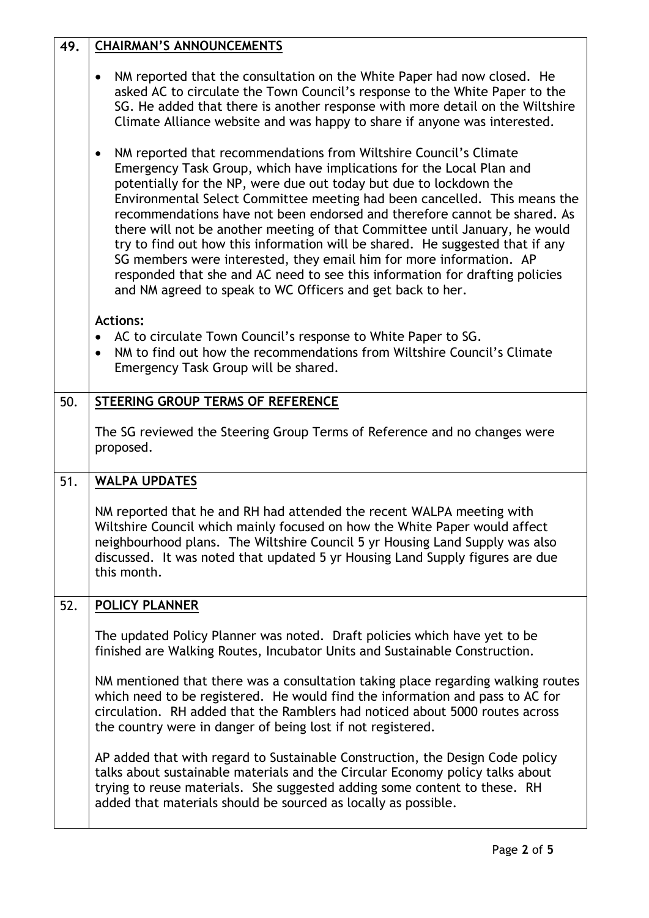| | |
|---|---|
| **49.** | **CHAIRMAN'S ANNOUNCEMENTS**<br><br>• NM reported that the consultation on the White Paper had now closed. He asked AC to circulate the Town Council's response to the White Paper to the SG. He added that there is another response with more detail on the Wiltshire Climate Alliance website and was happy to share if anyone was interested.<br><br>• NM reported that recommendations from Wiltshire Council's Climate Emergency Task Group, which have implications for the Local Plan and potentially for the NP, were due out today but due to lockdown the Environmental Select Committee meeting had been cancelled. This means the recommendations have not been endorsed and therefore cannot be shared. As there will not be another meeting of that Committee until January, he would try to find out how this information will be shared. He suggested that if any SG members were interested, they email him for more information. AP responded that she and AC need to see this information for drafting policies and NM agreed to speak to WC Officers and get back to her.<br><br>**Actions:**<br>• AC to circulate Town Council's response to White Paper to SG.<br>• NM to find out how the recommendations from Wiltshire Council's Climate Emergency Task Group will be shared. |
| 50. | **STEERING GROUP TERMS OF REFERENCE**<br><br>The SG reviewed the Steering Group Terms of Reference and no changes were proposed. |
| 51. | **WALPA UPDATES**<br><br>NM reported that he and RH had attended the recent WALPA meeting with Wiltshire Council which mainly focused on how the White Paper would affect neighbourhood plans. The Wiltshire Council 5 yr Housing Land Supply was also discussed. It was noted that updated 5 yr Housing Land Supply figures are due this month. |
| 52. | **POLICY PLANNER**<br><br>The updated Policy Planner was noted. Draft policies which have yet to be finished are Walking Routes, Incubator Units and Sustainable Construction.<br><br>NM mentioned that there was a consultation taking place regarding walking routes which need to be registered. He would find the information and pass to AC for circulation. RH added that the Ramblers had noticed about 5000 routes across the country were in danger of being lost if not registered.<br><br>AP added that with regard to Sustainable Construction, the Design Code policy talks about sustainable materials and the Circular Economy policy talks about trying to reuse materials. She suggested adding some content to these. RH added that materials should be sourced as locally as possible. |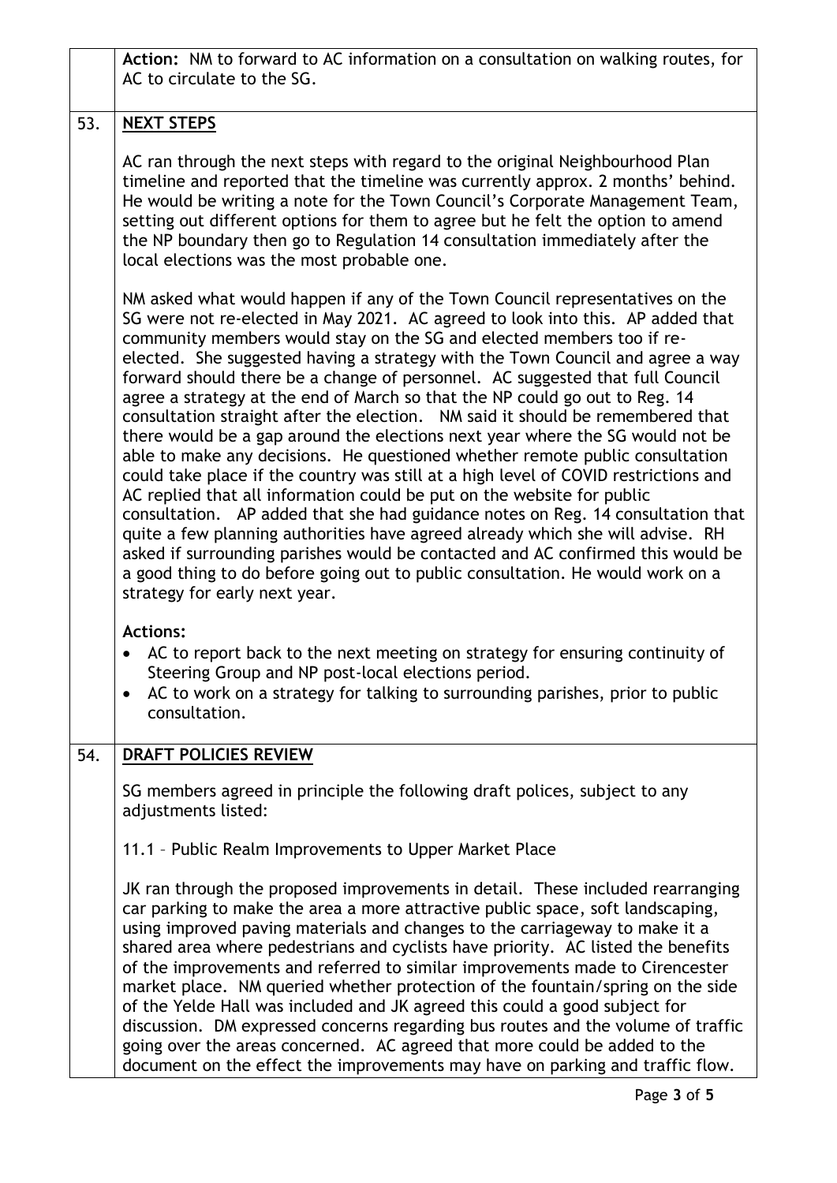| | |
|---|---|
| | **Action:** NM to forward to AC information on a consultation on walking routes, for AC to circulate to the SG. |
| 53. | **NEXT STEPS**<br><br>AC ran through the next steps with regard to the original Neighbourhood Plan timeline and reported that the timeline was currently approx. 2 months' behind. He would be writing a note for the Town Council's Corporate Management Team, setting out different options for them to agree but he felt the option to amend the NP boundary then go to Regulation 14 consultation immediately after the local elections was the most probable one.<br><br>NM asked what would happen if any of the Town Council representatives on the SG were not re-elected in May 2021. AC agreed to look into this. AP added that community members would stay on the SG and elected members too if re-elected. She suggested having a strategy with the Town Council and agree a way forward should there be a change of personnel. AC suggested that full Council agree a strategy at the end of March so that the NP could go out to Reg. 14 consultation straight after the election. NM said it should be remembered that there would be a gap around the elections next year where the SG would not be able to make any decisions. He questioned whether remote public consultation could take place if the country was still at a high level of COVID restrictions and AC replied that all information could be put on the website for public consultation. AP added that she had guidance notes on Reg. 14 consultation that quite a few planning authorities have agreed already which she will advise. RH asked if surrounding parishes would be contacted and AC confirmed this would be a good thing to do before going out to public consultation. He would work on a strategy for early next year.<br><br>**Actions:**<br>• AC to report back to the next meeting on strategy for ensuring continuity of Steering Group and NP post-local elections period.<br>• AC to work on a strategy for talking to surrounding parishes, prior to public consultation. |
| 54. | **DRAFT POLICIES REVIEW**<br><br>SG members agreed in principle the following draft polices, subject to any adjustments listed:<br><br>11.1 – Public Realm Improvements to Upper Market Place<br><br>JK ran through the proposed improvements in detail. These included rearranging car parking to make the area a more attractive public space, soft landscaping, using improved paving materials and changes to the carriageway to make it a shared area where pedestrians and cyclists have priority. AC listed the benefits of the improvements and referred to similar improvements made to Cirencester market place. NM queried whether protection of the fountain/spring on the side of the Yelde Hall was included and JK agreed this could a good subject for discussion. DM expressed concerns regarding bus routes and the volume of traffic going over the areas concerned. AC agreed that more could be added to the document on the effect the improvements may have on parking and traffic flow. |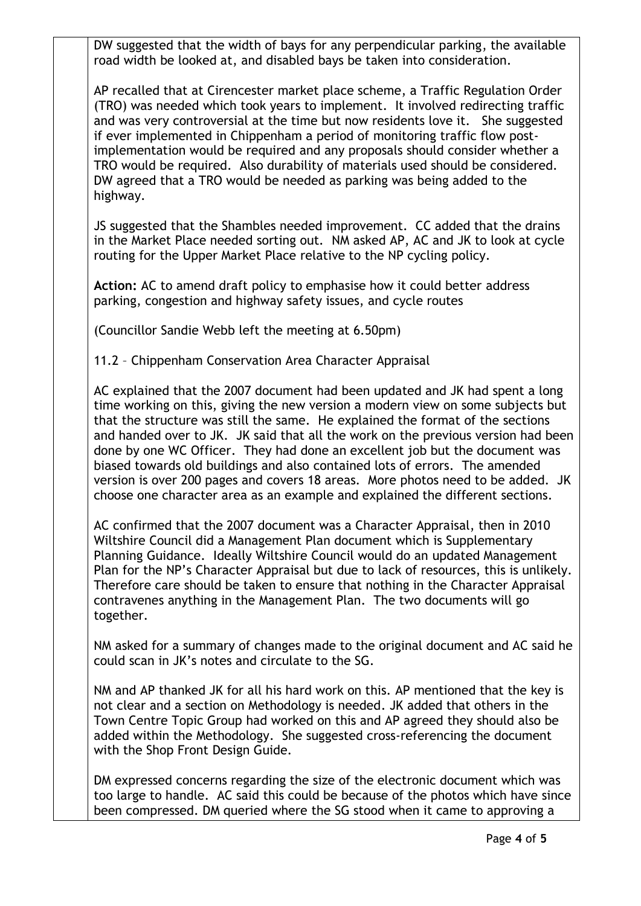DW suggested that the width of bays for any perpendicular parking, the available road width be looked at, and disabled bays be taken into consideration.

AP recalled that at Cirencester market place scheme, a Traffic Regulation Order (TRO) was needed which took years to implement. It involved redirecting traffic and was very controversial at the time but now residents love it. She suggested if ever implemented in Chippenham a period of monitoring traffic flow post-implementation would be required and any proposals should consider whether a TRO would be required. Also durability of materials used should be considered. DW agreed that a TRO would be needed as parking was being added to the highway.

JS suggested that the Shambles needed improvement. CC added that the drains in the Market Place needed sorting out. NM asked AP, AC and JK to look at cycle routing for the Upper Market Place relative to the NP cycling policy.

**Action:** AC to amend draft policy to emphasise how it could better address parking, congestion and highway safety issues, and cycle routes

(Councillor Sandie Webb left the meeting at 6.50pm)

11.2 – Chippenham Conservation Area Character Appraisal

AC explained that the 2007 document had been updated and JK had spent a long time working on this, giving the new version a modern view on some subjects but that the structure was still the same. He explained the format of the sections and handed over to JK. JK said that all the work on the previous version had been done by one WC Officer. They had done an excellent job but the document was biased towards old buildings and also contained lots of errors. The amended version is over 200 pages and covers 18 areas. More photos need to be added. JK choose one character area as an example and explained the different sections.

AC confirmed that the 2007 document was a Character Appraisal, then in 2010 Wiltshire Council did a Management Plan document which is Supplementary Planning Guidance. Ideally Wiltshire Council would do an updated Management Plan for the NP's Character Appraisal but due to lack of resources, this is unlikely. Therefore care should be taken to ensure that nothing in the Character Appraisal contravenes anything in the Management Plan. The two documents will go together.

NM asked for a summary of changes made to the original document and AC said he could scan in JK's notes and circulate to the SG.

NM and AP thanked JK for all his hard work on this. AP mentioned that the key is not clear and a section on Methodology is needed. JK added that others in the Town Centre Topic Group had worked on this and AP agreed they should also be added within the Methodology. She suggested cross-referencing the document with the Shop Front Design Guide.

DM expressed concerns regarding the size of the electronic document which was too large to handle. AC said this could be because of the photos which have since been compressed. DM queried where the SG stood when it came to approving a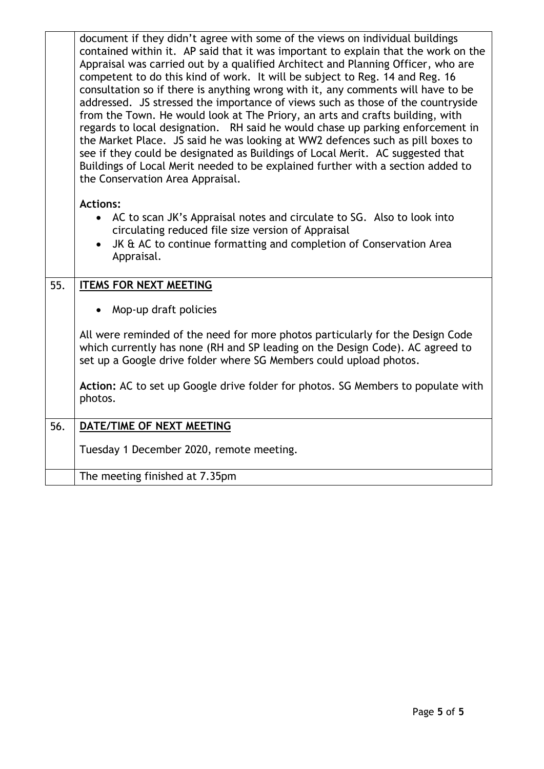| | |
|---|---|
| | document if they didn't agree with some of the views on individual buildings contained within it. AP said that it was important to explain that the work on the Appraisal was carried out by a qualified Architect and Planning Officer, who are competent to do this kind of work. It will be subject to Reg. 14 and Reg. 16 consultation so if there is anything wrong with it, any comments will have to be addressed. JS stressed the importance of views such as those of the countryside from the Town. He would look at The Priory, an arts and crafts building, with regards to local designation. RH said he would chase up parking enforcement in the Market Place. JS said he was looking at WW2 defences such as pill boxes to see if they could be designated as Buildings of Local Merit. AC suggested that Buildings of Local Merit needed to be explained further with a section added to the Conservation Area Appraisal.<br><br>**Actions:**<br>• AC to scan JK's Appraisal notes and circulate to SG. Also to look into circulating reduced file size version of Appraisal<br>• JK & AC to continue formatting and completion of Conservation Area Appraisal. |
| 55. | **ITEMS FOR NEXT MEETING**<br><br>• Mop-up draft policies<br><br>All were reminded of the need for more photos particularly for the Design Code which currently has none (RH and SP leading on the Design Code). AC agreed to set up a Google drive folder where SG Members could upload photos.<br><br>**Action:** AC to set up Google drive folder for photos. SG Members to populate with photos. |
| 56. | **DATE/TIME OF NEXT MEETING**<br><br>Tuesday 1 December 2020, remote meeting. |
| | The meeting finished at 7.35pm |